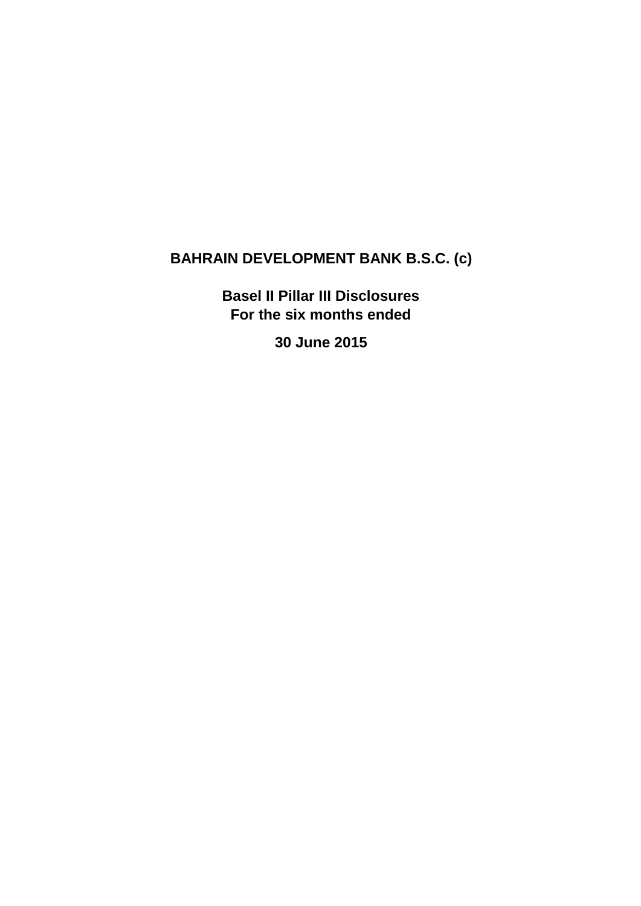# BAHRAIN DEVELOPMENT BANK B.S.C. (c)

## Basel II Pillar III Disclosures
## For the six months ended

## 30 June 2015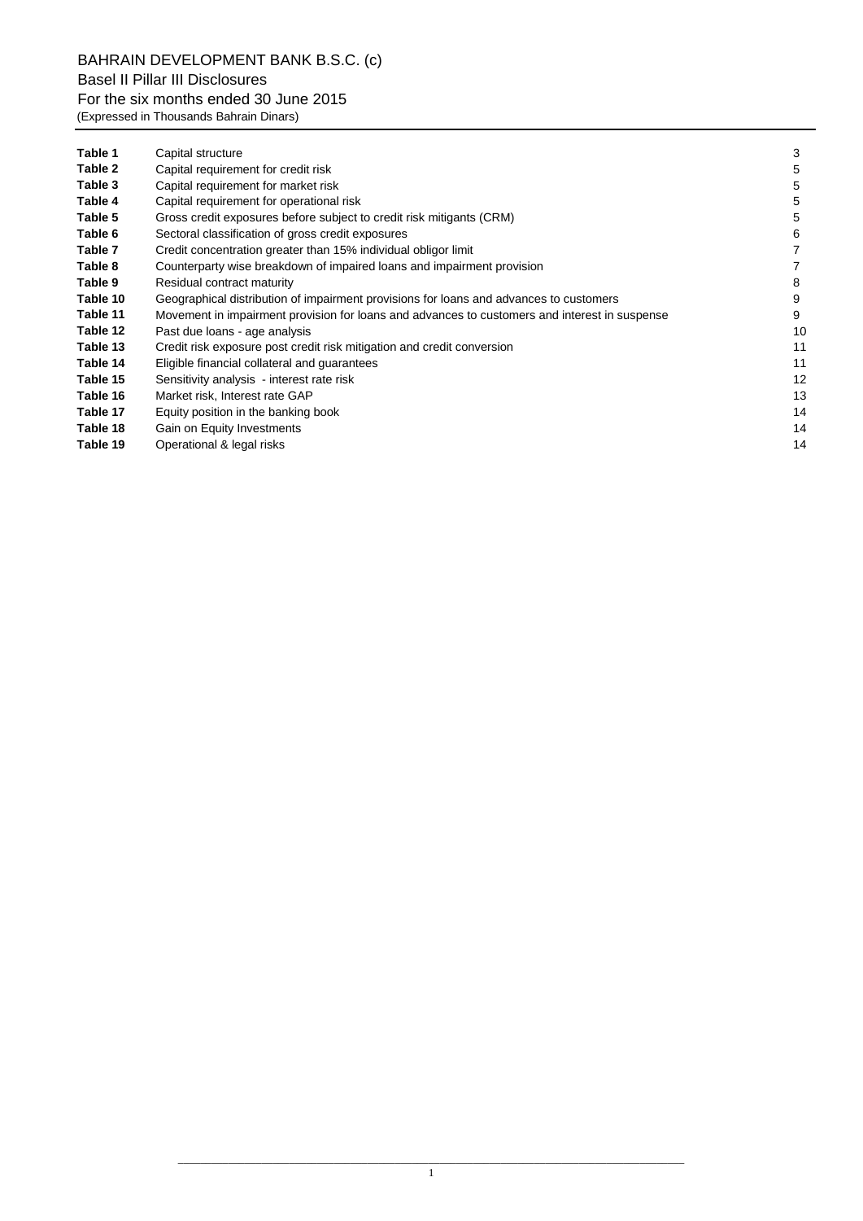BAHRAIN DEVELOPMENT BANK B.S.C. (c)

Basel II Pillar III Disclosures

For the six months ended 30 June 2015

(Expressed in Thousands Bahrain Dinars)

| | | |
|---|---|---|
| **Table 1** | Capital structure | 3 |
| **Table 2** | Capital requirement for credit risk | 5 |
| **Table 3** | Capital requirement for market risk | 5 |
| **Table 4** | Capital requirement for operational risk | 5 |
| **Table 5** | Gross credit exposures before subject to credit risk mitigants (CRM) | 5 |
| **Table 6** | Sectoral classification of gross credit exposures | 6 |
| **Table 7** | Credit concentration greater than 15% individual obligor limit | 7 |
| **Table 8** | Counterparty wise breakdown of impaired loans and impairment provision | 7 |
| **Table 9** | Residual contract maturity | 8 |
| **Table 10** | Geographical distribution of impairment provisions for loans and advances to customers | 9 |
| **Table 11** | Movement in impairment provision for loans and advances to customers and interest in suspense | 9 |
| **Table 12** | Past due loans - age analysis | 10 |
| **Table 13** | Credit risk exposure post credit risk mitigation and credit conversion | 11 |
| **Table 14** | Eligible financial collateral and guarantees | 11 |
| **Table 15** | Sensitivity analysis - interest rate risk | 12 |
| **Table 16** | Market risk, Interest rate GAP | 13 |
| **Table 17** | Equity position in the banking book | 14 |
| **Table 18** | Gain on Equity Investments | 14 |
| **Table 19** | Operational & legal risks | 14 |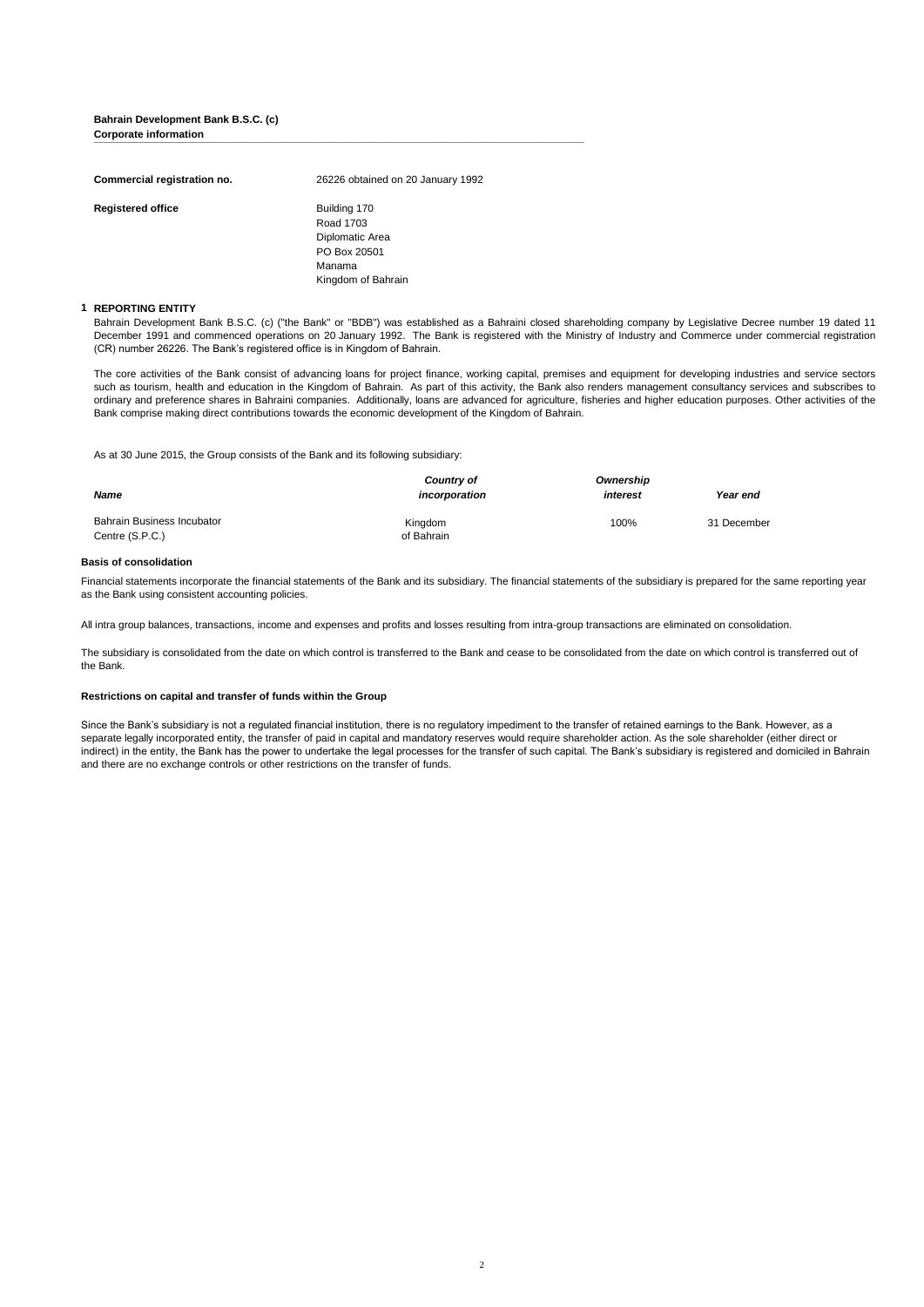**Bahrain Development Bank B.S.C. (c)**
**Corporate information**

| | |
|---|---|
| **Commercial registration no.** | 26226 obtained on 20 January 1992 |
| **Registered office** | Building 170<br>Road 1703<br>Diplomatic Area<br>PO Box 20501<br>Manama<br>Kingdom of Bahrain |

## 1 REPORTING ENTITY

Bahrain Development Bank B.S.C. (c) ("the Bank" or "BDB") was established as a Bahraini closed shareholding company by Legislative Decree number 19 dated 11 December 1991 and commenced operations on 20 January 1992. The Bank is registered with the Ministry of Industry and Commerce under commercial registration (CR) number 26226. The Bank's registered office is in Kingdom of Bahrain.

The core activities of the Bank consist of advancing loans for project finance, working capital, premises and equipment for developing industries and service sectors such as tourism, health and education in the Kingdom of Bahrain. As part of this activity, the Bank also renders management consultancy services and subscribes to ordinary and preference shares in Bahraini companies. Additionally, loans are advanced for agriculture, fisheries and higher education purposes. Other activities of the Bank comprise making direct contributions towards the economic development of the Kingdom of Bahrain.

As at 30 June 2015, the Group consists of the Bank and its following subsidiary:

| ***Name*** | ***Country of incorporation*** | ***Ownership interest*** | ***Year end*** |
|---|---|---|---|
| Bahrain Business Incubator Centre (S.P.C.) | Kingdom of Bahrain | 100% | 31 December |

**Basis of consolidation**

Financial statements incorporate the financial statements of the Bank and its subsidiary. The financial statements of the subsidiary is prepared for the same reporting year as the Bank using consistent accounting policies.

All intra group balances, transactions, income and expenses and profits and losses resulting from intra-group transactions are eliminated on consolidation.

The subsidiary is consolidated from the date on which control is transferred to the Bank and cease to be consolidated from the date on which control is transferred out of the Bank.

**Restrictions on capital and transfer of funds within the Group**

Since the Bank's subsidiary is not a regulated financial institution, there is no regulatory impediment to the transfer of retained earnings to the Bank. However, as a separate legally incorporated entity, the transfer of paid in capital and mandatory reserves would require shareholder action. As the sole shareholder (either direct or indirect) in the entity, the Bank has the power to undertake the legal processes for the transfer of such capital. The Bank's subsidiary is registered and domiciled in Bahrain and there are no exchange controls or other restrictions on the transfer of funds.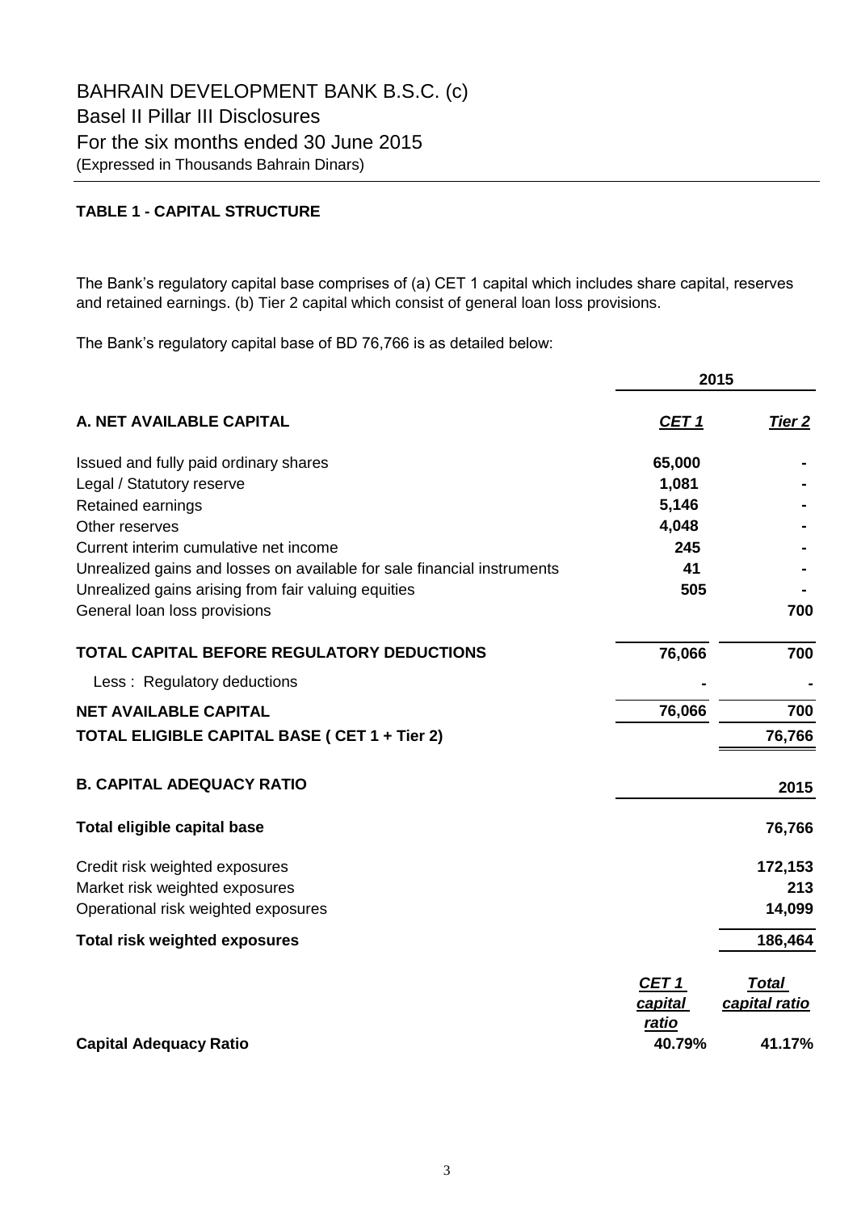# BAHRAIN DEVELOPMENT BANK B.S.C. (c)

## Basel II Pillar III Disclosures

## For the six months ended 30 June 2015

(Expressed in Thousands Bahrain Dinars)

### TABLE 1 - CAPITAL STRUCTURE

The Bank's regulatory capital base comprises of (a) CET 1 capital which includes share capital, reserves and retained earnings. (b) Tier 2 capital which consist of general loan loss provisions.

The Bank's regulatory capital base of BD 76,766 is as detailed below:

| | 2015 | |
|---|---|---|
| **A. NET AVAILABLE CAPITAL** | ***CET 1*** | ***Tier 2*** |
| Issued and fully paid ordinary shares | 65,000 | - |
| Legal / Statutory reserve | 1,081 | - |
| Retained earnings | 5,146 | - |
| Other reserves | 4,048 | - |
| Current interim cumulative net income | 245 | - |
| Unrealized gains and losses on available for sale financial instruments | 41 | - |
| Unrealized gains arising from fair valuing equities | 505 | - |
| General loan loss provisions | | 700 |
| **TOTAL CAPITAL BEFORE REGULATORY DEDUCTIONS** | **76,066** | **700** |
| Less : Regulatory deductions | - | - |
| **NET AVAILABLE CAPITAL** | **76,066** | **700** |
| **TOTAL ELIGIBLE CAPITAL BASE ( CET 1 + Tier 2)** | | **76,766** |

| **B. CAPITAL ADEQUACY RATIO** | | **2015** |
|---|---|---|
| **Total eligible capital base** | | **76,766** |
| Credit risk weighted exposures | | 172,153 |
| Market risk weighted exposures | | 213 |
| Operational risk weighted exposures | | 14,099 |
| **Total risk weighted exposures** | | **186,464** |
| | ***CET 1 capital ratio*** | ***Total capital ratio*** |
| **Capital Adequacy Ratio** | **40.79%** | **41.17%** |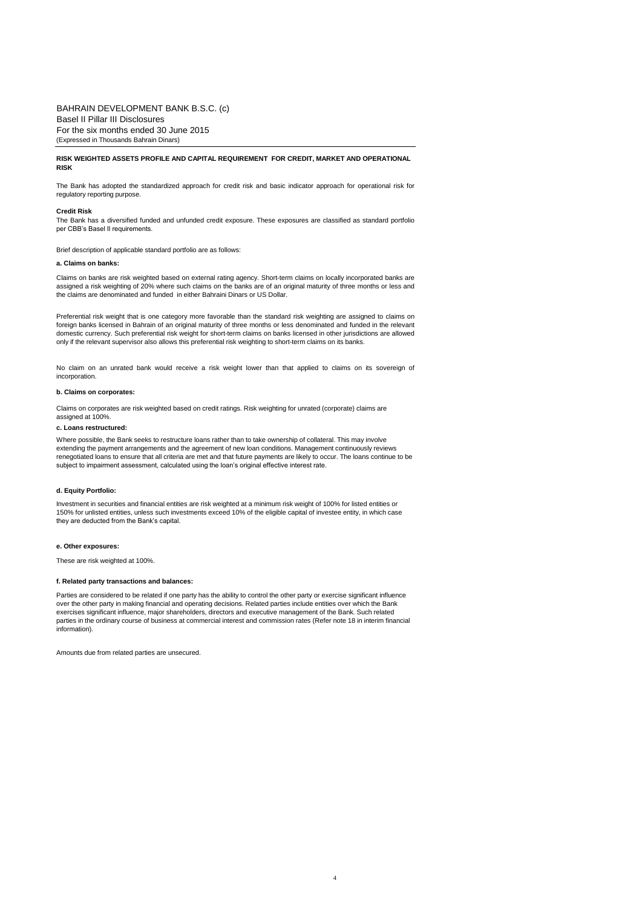**RISK WEIGHTED ASSETS PROFILE AND CAPITAL REQUIREMENT FOR CREDIT, MARKET AND OPERATIONAL RISK**

The Bank has adopted the standardized approach for credit risk and basic indicator approach for operational risk for regulatory reporting purpose.

**Credit Risk**

The Bank has a diversified funded and unfunded credit exposure. These exposures are classified as standard portfolio per CBB's Basel II requirements.

Brief description of applicable standard portfolio are as follows:

**a. Claims on banks:**

Claims on banks are risk weighted based on external rating agency. Short-term claims on locally incorporated banks are assigned a risk weighting of 20% where such claims on the banks are of an original maturity of three months or less and the claims are denominated and funded in either Bahraini Dinars or US Dollar.

Preferential risk weight that is one category more favorable than the standard risk weighting are assigned to claims on foreign banks licensed in Bahrain of an original maturity of three months or less denominated and funded in the relevant domestic currency. Such preferential risk weight for short-term claims on banks licensed in other jurisdictions are allowed only if the relevant supervisor also allows this preferential risk weighting to short-term claims on its banks.

No claim on an unrated bank would receive a risk weight lower than that applied to claims on its sovereign of incorporation.

**b. Claims on corporates:**

Claims on corporates are risk weighted based on credit ratings. Risk weighting for unrated (corporate) claims are assigned at 100%.

**c. Loans restructured:**

Where possible, the Bank seeks to restructure loans rather than to take ownership of collateral. This may involve extending the payment arrangements and the agreement of new loan conditions. Management continuously reviews renegotiated loans to ensure that all criteria are met and that future payments are likely to occur. The loans continue to be subject to impairment assessment, calculated using the loan's original effective interest rate.

**d. Equity Portfolio:**

Investment in securities and financial entities are risk weighted at a minimum risk weight of 100% for listed entities or 150% for unlisted entities, unless such investments exceed 10% of the eligible capital of investee entity, in which case they are deducted from the Bank's capital.

**e. Other exposures:**

These are risk weighted at 100%.

**f. Related party transactions and balances:**

Parties are considered to be related if one party has the ability to control the other party or exercise significant influence over the other party in making financial and operating decisions. Related parties include entities over which the Bank exercises significant influence, major shareholders, directors and executive management of the Bank. Such related parties in the ordinary course of business at commercial interest and commission rates (Refer note 18 in interim financial information).

Amounts due from related parties are unsecured.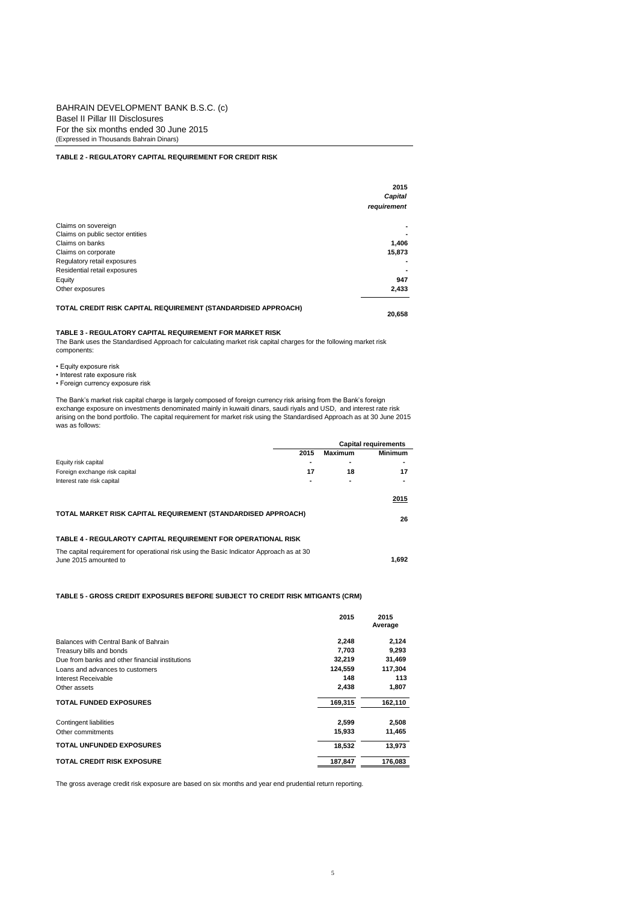BAHRAIN DEVELOPMENT BANK B.S.C. (c)
Basel II Pillar III Disclosures
For the six months ended 30 June 2015
(Expressed in Thousands Bahrain Dinars)

### TABLE 2 - REGULATORY CAPITAL REQUIREMENT FOR CREDIT RISK

| | 2015 *Capital requirement* |
|---|---|
| Claims on sovereign | - |
| Claims on public sector entities | - |
| Claims on banks | 1,406 |
| Claims on corporate | 15,873 |
| Regulatory retail exposures | - |
| Residential retail exposures | - |
| Equity | 947 |
| Other exposures | 2,433 |
| **TOTAL CREDIT RISK CAPITAL REQUIREMENT (STANDARDISED APPROACH)** | **20,658** |

### TABLE 3 - REGULATORY CAPITAL REQUIREMENT FOR MARKET RISK

The Bank uses the Standardised Approach for calculating market risk capital charges for the following market risk components:

- Equity exposure risk
- Interest rate exposure risk
- Foreign currency exposure risk

The Bank's market risk capital charge is largely composed of foreign currency risk arising from the Bank's foreign exchange exposure on investments denominated mainly in kuwaiti dinars, saudi riyals and USD, and interest rate risk arising on the bond portfolio. The capital requirement for market risk using the Standardised Approach as at 30 June 2015 was as follows:

| | Capital requirements | | |
|---|---|---|---|
| | **2015** | **Maximum** | **Minimum** |
| Equity risk capital | - | - | - |
| Foreign exchange risk capital | 17 | 18 | 17 |
| Interest rate risk capital | - | - | - |
| | | | **2015** |
| **TOTAL MARKET RISK CAPITAL REQUIREMENT (STANDARDISED APPROACH)** | | | **26** |

### TABLE 4 - REGULAROTY CAPITAL REQUIREMENT FOR OPERATIONAL RISK

| | |
|---|---|
| The capital requirement for operational risk using the Basic Indicator Approach as at 30 June 2015 amounted to | **1,692** |

### TABLE 5 - GROSS CREDIT EXPOSURES BEFORE SUBJECT TO CREDIT RISK MITIGANTS (CRM)

| | 2015 | 2015 Average |
|---|---|---|
| Balances with Central Bank of Bahrain | 2,248 | 2,124 |
| Treasury bills and bonds | 7,703 | 9,293 |
| Due from banks and other financial institutions | 32,219 | 31,469 |
| Loans and advances to customers | 124,559 | 117,304 |
| Interest Receivable | 148 | 113 |
| Other assets | 2,438 | 1,807 |
| **TOTAL FUNDED EXPOSURES** | **169,315** | **162,110** |
| Contingent liabilities | 2,599 | 2,508 |
| Other commitments | 15,933 | 11,465 |
| **TOTAL UNFUNDED EXPOSURES** | **18,532** | **13,973** |
| **TOTAL CREDIT RISK EXPOSURE** | **187,847** | **176,083** |

The gross average credit risk exposure are based on six months and year end prudential return reporting.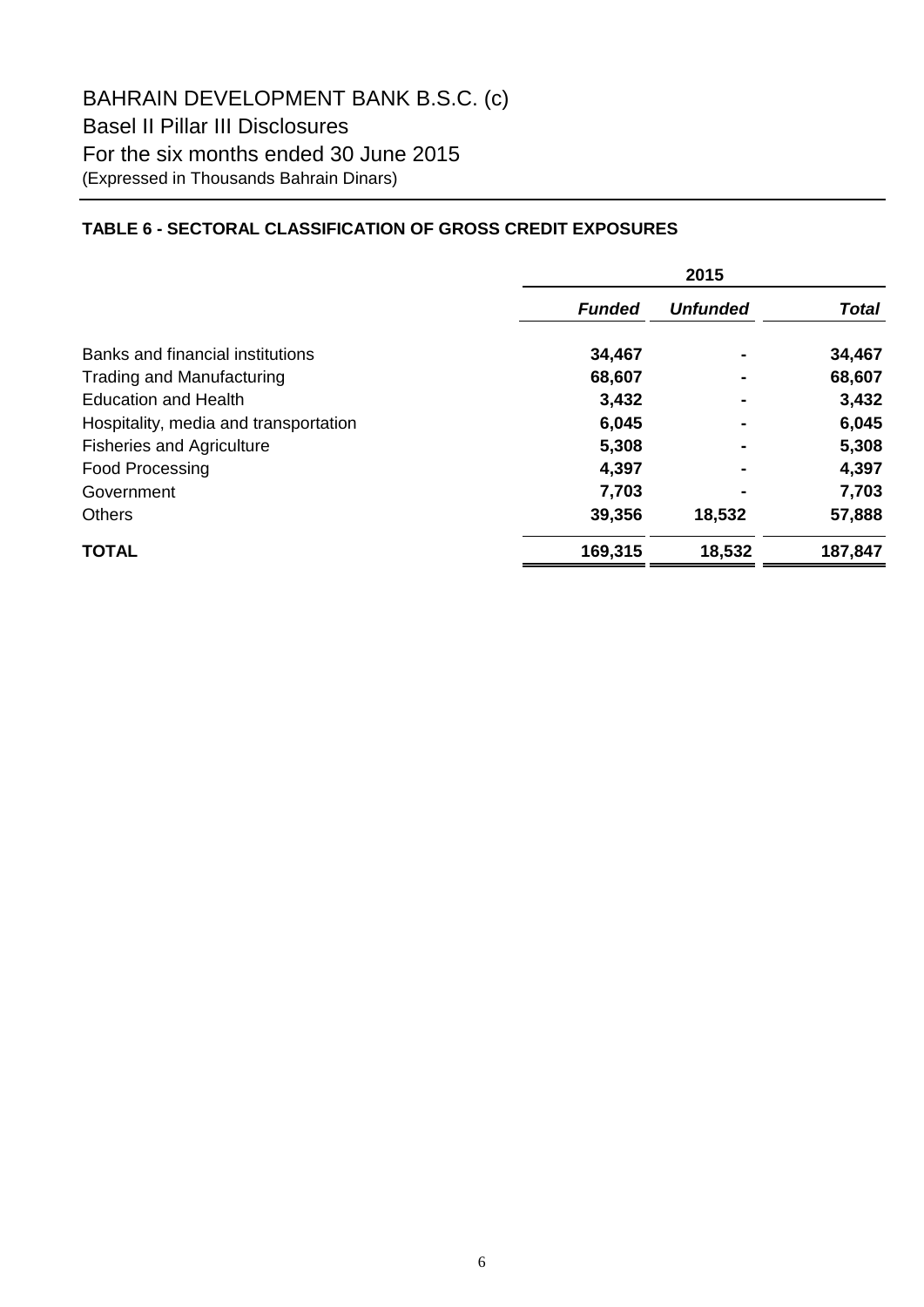# BAHRAIN DEVELOPMENT BANK B.S.C. (c)

## Basel II Pillar III Disclosures

## For the six months ended 30 June 2015

(Expressed in Thousands Bahrain Dinars)

### TABLE 6 - SECTORAL CLASSIFICATION OF GROSS CREDIT EXPOSURES

| | 2015 | | |
|---|---|---|---|
| | ***Funded*** | ***Unfunded*** | ***Total*** |
| Banks and financial institutions | **34,467** | **-** | **34,467** |
| Trading and Manufacturing | **68,607** | **-** | **68,607** |
| Education and Health | **3,432** | **-** | **3,432** |
| Hospitality, media and transportation | **6,045** | **-** | **6,045** |
| Fisheries and Agriculture | **5,308** | **-** | **5,308** |
| Food Processing | **4,397** | **-** | **4,397** |
| Government | **7,703** | **-** | **7,703** |
| Others | **39,356** | **18,532** | **57,888** |
| **TOTAL** | **169,315** | **18,532** | **187,847** |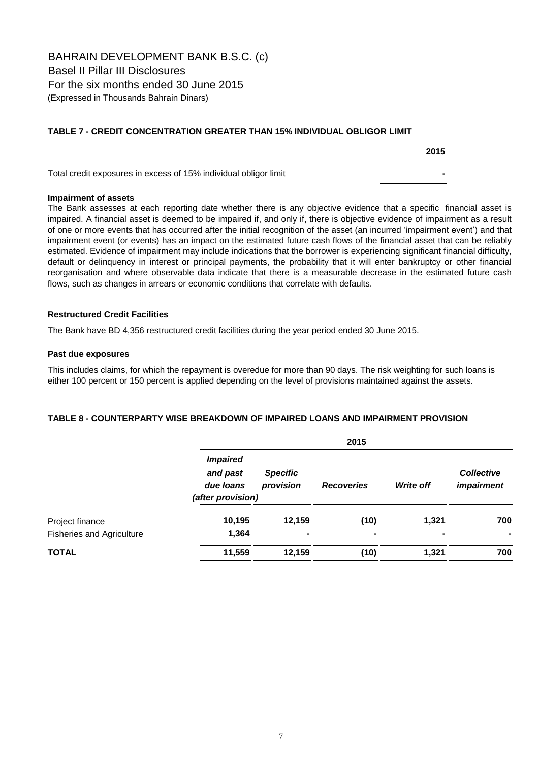BAHRAIN DEVELOPMENT BANK B.S.C. (c)
Basel II Pillar III Disclosures
For the six months ended 30 June 2015
(Expressed in Thousands Bahrain Dinars)

### TABLE 7 - CREDIT CONCENTRATION GREATER THAN 15% INDIVIDUAL OBLIGOR LIMIT

| | 2015 |
|---|---|
| Total credit exposures in excess of 15% individual obligor limit | - |

**Impairment of assets**

The Bank assesses at each reporting date whether there is any objective evidence that a specific financial asset is impaired. A financial asset is deemed to be impaired if, and only if, there is objective evidence of impairment as a result of one or more events that has occurred after the initial recognition of the asset (an incurred 'impairment event') and that impairment event (or events) has an impact on the estimated future cash flows of the financial asset that can be reliably estimated. Evidence of impairment may include indications that the borrower is experiencing significant financial difficulty, default or delinquency in interest or principal payments, the probability that it will enter bankruptcy or other financial reorganisation and where observable data indicate that there is a measurable decrease in the estimated future cash flows, such as changes in arrears or economic conditions that correlate with defaults.

**Restructured Credit Facilities**

The Bank have BD 4,356 restructured credit facilities during the year period ended 30 June 2015.

**Past due exposures**

This includes claims, for which the repayment is overedue for more than 90 days. The risk weighting for such loans is either 100 percent or 150 percent is applied depending on the level of provisions maintained against the assets.

### TABLE 8 - COUNTERPARTY WISE BREAKDOWN OF IMPAIRED LOANS AND IMPAIRMENT PROVISION

| | 2015 | | | | |
|---|---|---|---|---|---|
| | *Impaired and past due loans (after provision)* | *Specific provision* | *Recoveries* | *Write off* | *Collective impairment* |
| Project finance | 10,195 | 12,159 | (10) | 1,321 | 700 |
| Fisheries and Agriculture | 1,364 | - | - | - | - |
| **TOTAL** | **11,559** | **12,159** | **(10)** | **1,321** | **700** |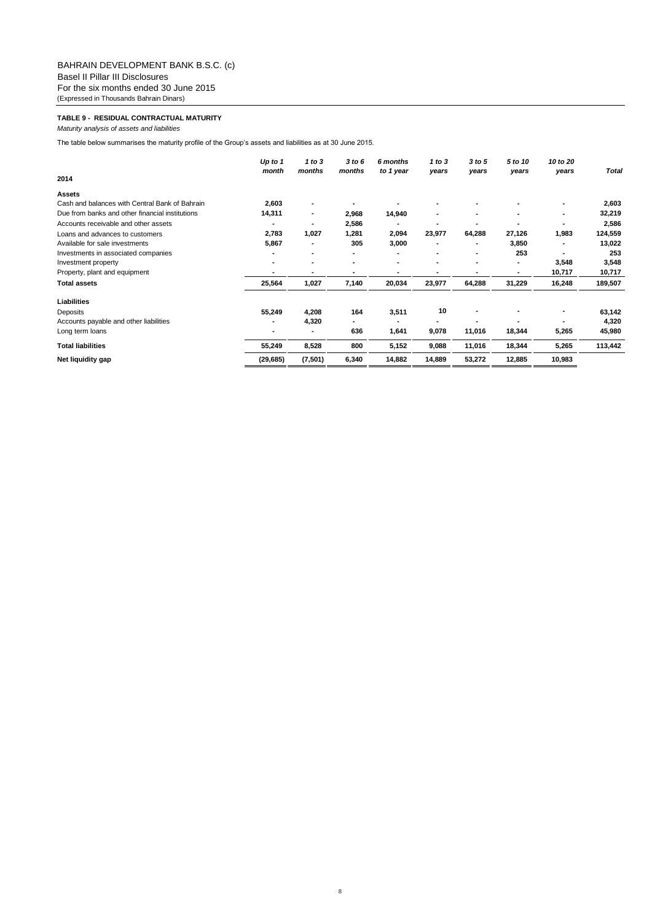BAHRAIN DEVELOPMENT BANK B.S.C. (c)
Basel II Pillar III Disclosures
For the six months ended 30 June 2015
(Expressed in Thousands Bahrain Dinars)

**TABLE 9 - RESIDUAL CONTRACTUAL MATURITY**

*Maturity analysis of assets and liabilities*

The table below summarises the maturity profile of the Group's assets and liabilities as at 30 June 2015.

| 2014 | *Up to 1 month* | *1 to 3 months* | *3 to 6 months* | *6 months to 1 year* | *1 to 3 years* | *3 to 5 years* | *5 to 10 years* | *10 to 20 years* | *Total* |
|---|---|---|---|---|---|---|---|---|---|
| **Assets** | | | | | | | | | |
| Cash and balances with Central Bank of Bahrain | 2,603 | - | - | - | - | - | - | - | 2,603 |
| Due from banks and other financial institutions | 14,311 | - | 2,968 | 14,940 | - | - | - | - | 32,219 |
| Accounts receivable and other assets | - | - | 2,586 | - | - | - | - | - | 2,586 |
| Loans and advances to customers | 2,783 | 1,027 | 1,281 | 2,094 | 23,977 | 64,288 | 27,126 | 1,983 | 124,559 |
| Available for sale investments | 5,867 | - | 305 | 3,000 | - | - | 3,850 | - | 13,022 |
| Investments in associated companies | - | - | - | - | - | - | 253 | - | 253 |
| Investment property | - | - | - | - | - | - | - | 3,548 | 3,548 |
| Property, plant and equipment | - | - | - | - | - | - | - | 10,717 | 10,717 |
| **Total assets** | **25,564** | **1,027** | **7,140** | **20,034** | **23,977** | **64,288** | **31,229** | **16,248** | **189,507** |
| **Liabilities** | | | | | | | | | |
| Deposits | 55,249 | 4,208 | 164 | 3,511 | 10 | - | - | - | 63,142 |
| Accounts payable and other liabilities | - | 4,320 | - | - | - | - | - | - | 4,320 |
| Long term loans | - | - | 636 | 1,641 | 9,078 | 11,016 | 18,344 | 5,265 | 45,980 |
| **Total liabilities** | **55,249** | **8,528** | **800** | **5,152** | **9,088** | **11,016** | **18,344** | **5,265** | **113,442** |
| **Net liquidity gap** | **(29,685)** | **(7,501)** | **6,340** | **14,882** | **14,889** | **53,272** | **12,885** | **10,983** | |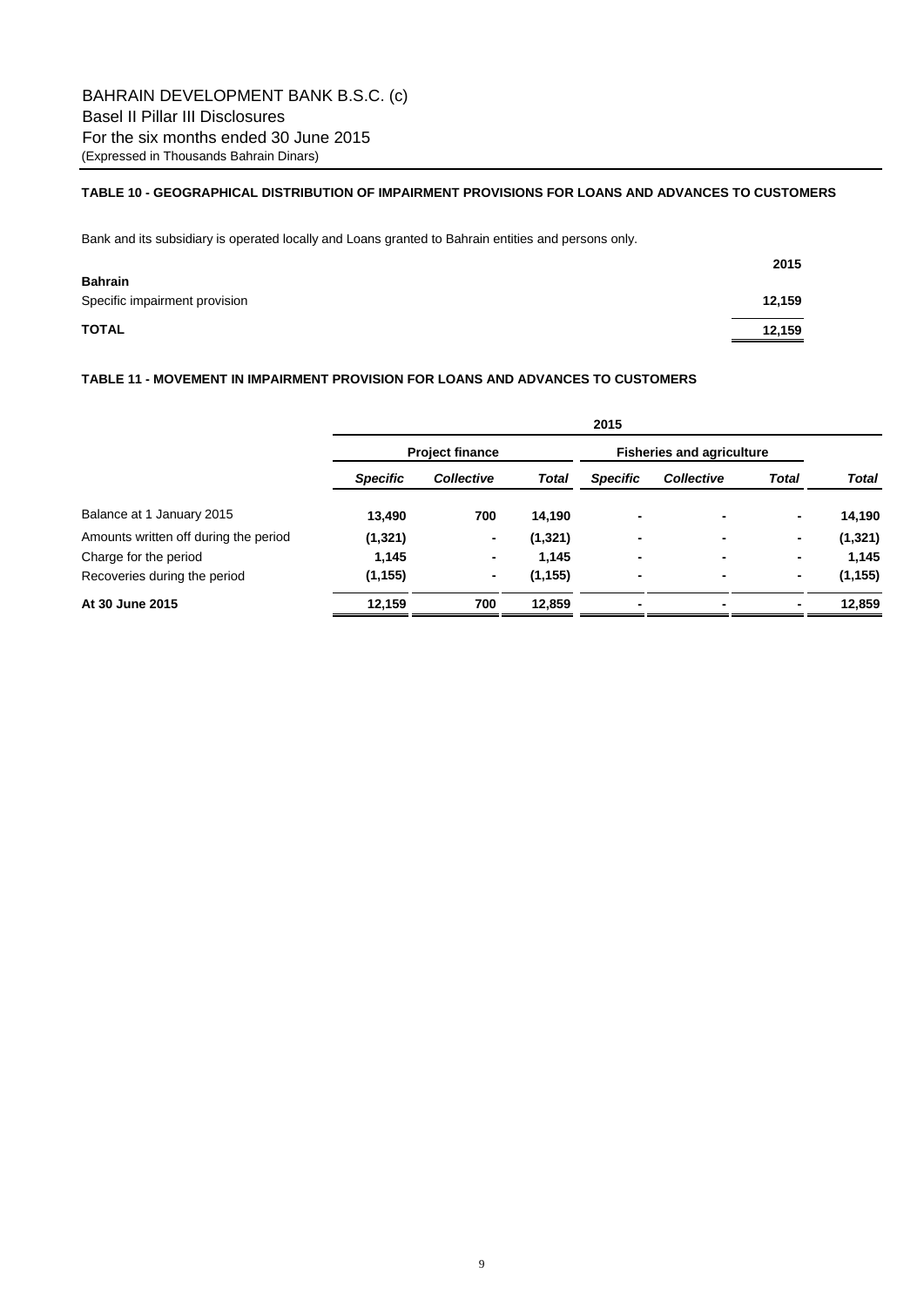# BAHRAIN DEVELOPMENT BANK B.S.C. (c)

Basel II Pillar III Disclosures

For the six months ended 30 June 2015

(Expressed in Thousands Bahrain Dinars)

## TABLE 10 - GEOGRAPHICAL DISTRIBUTION OF IMPAIRMENT PROVISIONS FOR LOANS AND ADVANCES TO CUSTOMERS

Bank and its subsidiary is operated locally and Loans granted to Bahrain entities and persons only.

| | 2015 |
|---|---|
| **Bahrain** | |
| Specific impairment provision | **12,159** |
| **TOTAL** | **12,159** |

## TABLE 11 - MOVEMENT IN IMPAIRMENT PROVISION FOR LOANS AND ADVANCES TO CUSTOMERS

| | 2015 | | | | | | |
|---|---|---|---|---|---|---|---|
| | **Project finance** | | | **Fisheries and agriculture** | | | |
| | ***Specific*** | ***Collective*** | ***Total*** | ***Specific*** | ***Collective*** | ***Total*** | ***Total*** |
| Balance at 1 January 2015 | **13,490** | **700** | **14,190** | **-** | **-** | **-** | **14,190** |
| Amounts written off during the period | **(1,321)** | **-** | **(1,321)** | **-** | **-** | **-** | **(1,321)** |
| Charge for the period | **1,145** | **-** | **1,145** | **-** | **-** | **-** | **1,145** |
| Recoveries during the period | **(1,155)** | **-** | **(1,155)** | **-** | **-** | **-** | **(1,155)** |
| **At 30 June 2015** | **12,159** | **700** | **12,859** | **-** | **-** | **-** | **12,859** |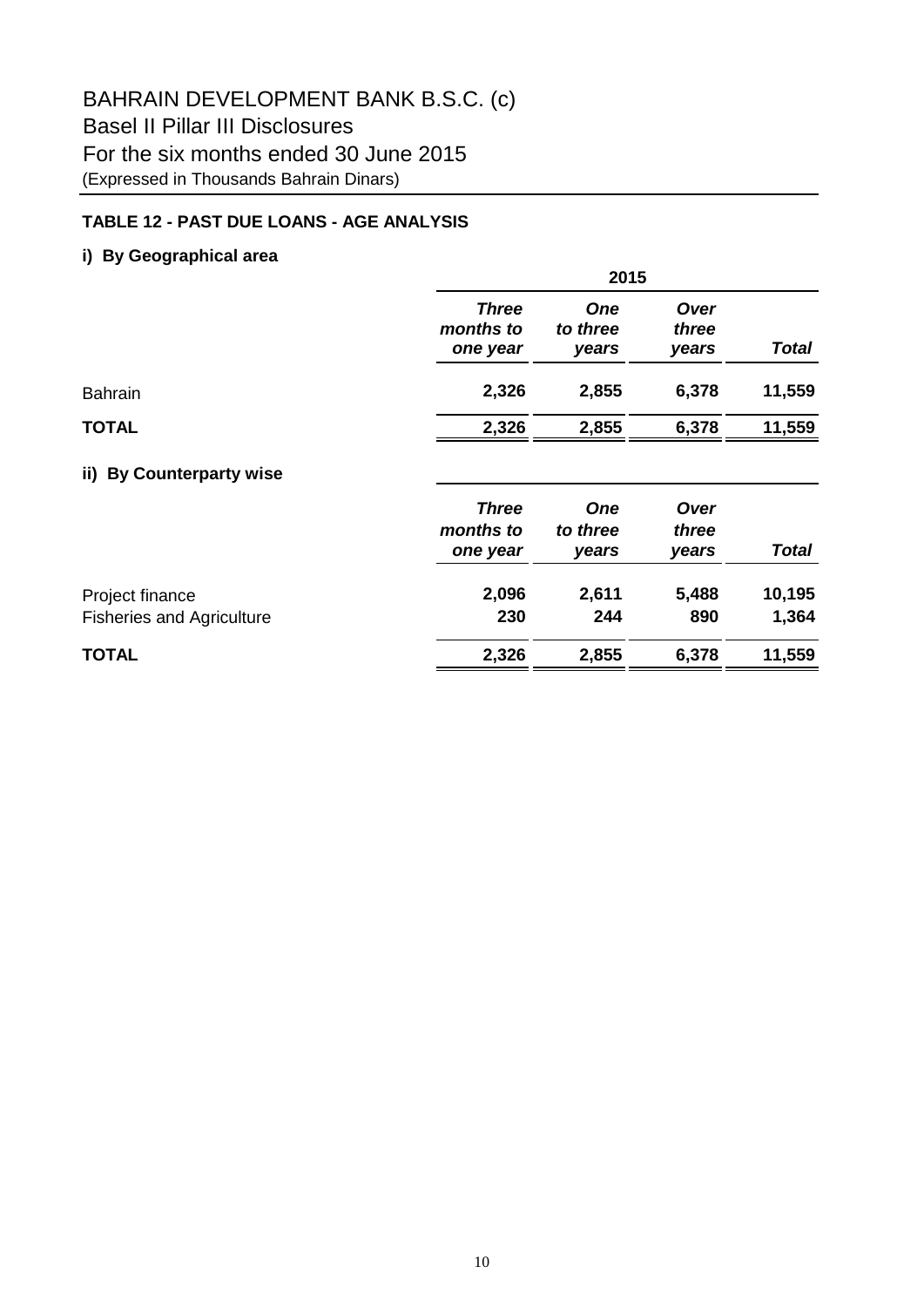# BAHRAIN DEVELOPMENT BANK B.S.C. (c)

## Basel II Pillar III Disclosures

## For the six months ended 30 June 2015

(Expressed in Thousands Bahrain Dinars)

**TABLE 12 - PAST DUE LOANS - AGE ANALYSIS**

**i) By Geographical area**

| | 2015 | | | |
|---|---|---|---|---|
| | ***Three months to one year*** | ***One to three years*** | ***Over three years*** | ***Total*** |
| Bahrain | **2,326** | **2,855** | **6,378** | **11,559** |
| **TOTAL** | **2,326** | **2,855** | **6,378** | **11,559** |

**ii) By Counterparty wise**

| | ***Three months to one year*** | ***One to three years*** | ***Over three years*** | ***Total*** |
|---|---|---|---|---|
| Project finance | **2,096** | **2,611** | **5,488** | **10,195** |
| Fisheries and Agriculture | **230** | **244** | **890** | **1,364** |
| **TOTAL** | **2,326** | **2,855** | **6,378** | **11,559** |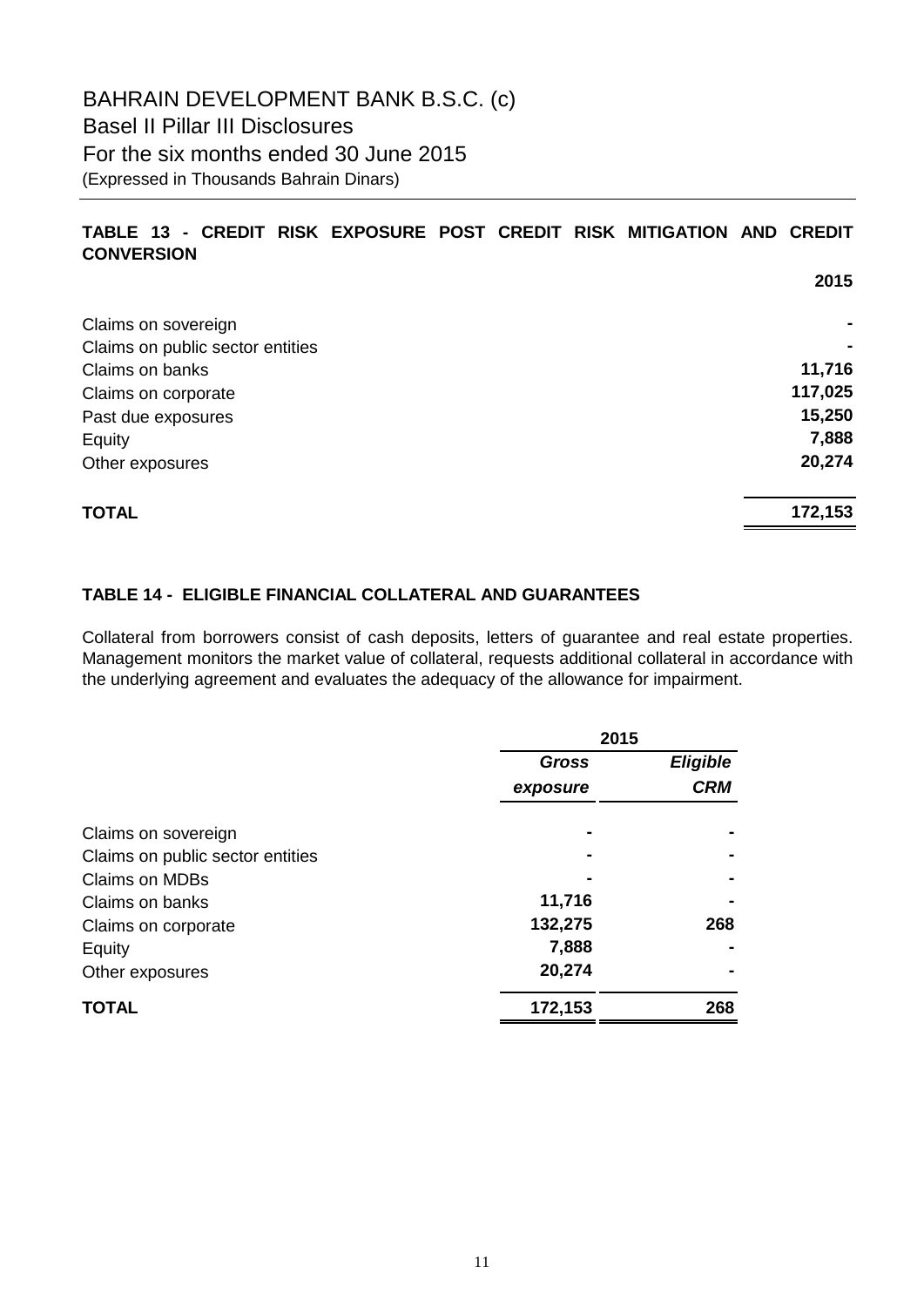# BAHRAIN DEVELOPMENT BANK B.S.C. (c)

Basel II Pillar III Disclosures

For the six months ended 30 June 2015

(Expressed in Thousands Bahrain Dinars)

## TABLE 13 - CREDIT RISK EXPOSURE POST CREDIT RISK MITIGATION AND CREDIT CONVERSION

| | **2015** |
|---|---|
| Claims on sovereign | - |
| Claims on public sector entities | - |
| Claims on banks | **11,716** |
| Claims on corporate | **117,025** |
| Past due exposures | **15,250** |
| Equity | **7,888** |
| Other exposures | **20,274** |
| **TOTAL** | **172,153** |

## TABLE 14 - ELIGIBLE FINANCIAL COLLATERAL AND GUARANTEES

Collateral from borrowers consist of cash deposits, letters of guarantee and real estate properties. Management monitors the market value of collateral, requests additional collateral in accordance with the underlying agreement and evaluates the adequacy of the allowance for impairment.

| | **2015** | |
|---|---|---|
| | ***Gross exposure*** | ***Eligible CRM*** |
| Claims on sovereign | - | - |
| Claims on public sector entities | - | - |
| Claims on MDBs | - | - |
| Claims on banks | **11,716** | - |
| Claims on corporate | **132,275** | **268** |
| Equity | **7,888** | - |
| Other exposures | **20,274** | - |
| **TOTAL** | **172,153** | **268** |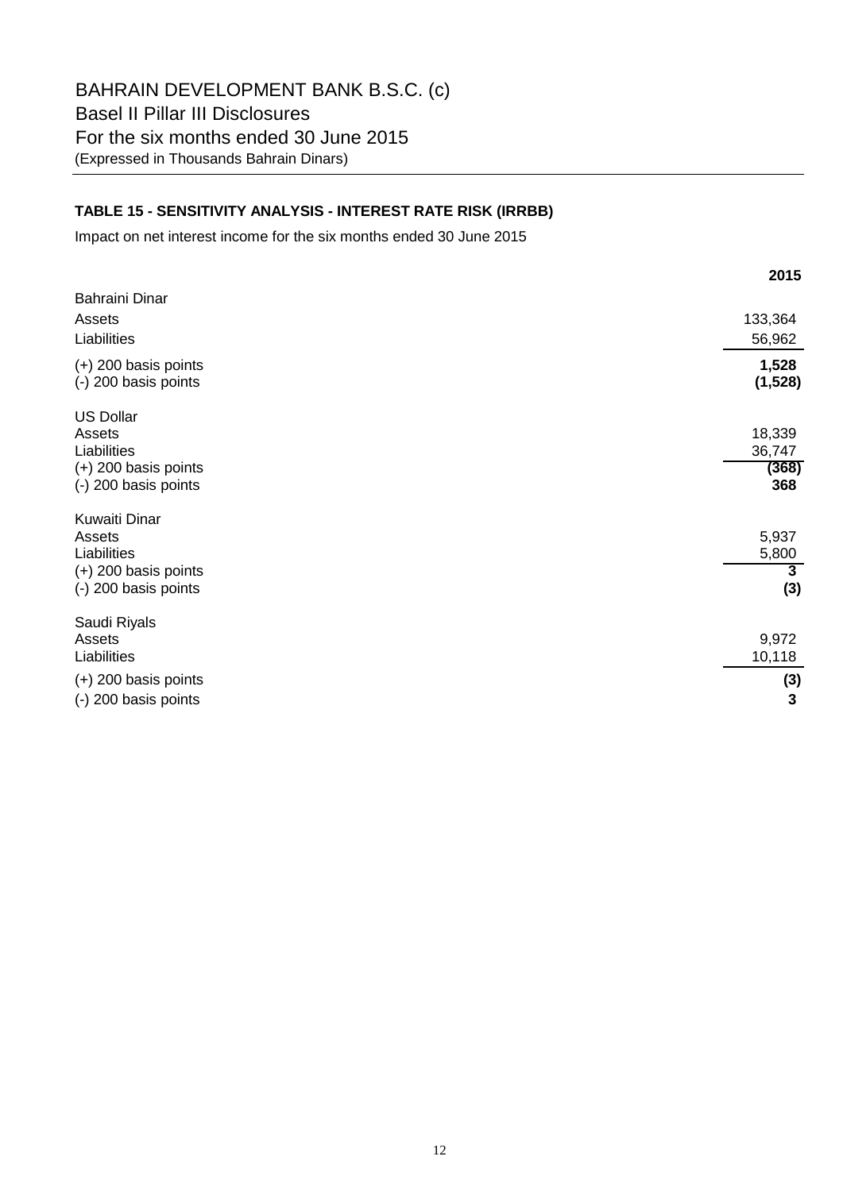# BAHRAIN DEVELOPMENT BANK B.S.C. (c)

## Basel II Pillar III Disclosures

## For the six months ended 30 June 2015

(Expressed in Thousands Bahrain Dinars)

### TABLE 15 - SENSITIVITY ANALYSIS - INTEREST RATE RISK (IRRBB)

Impact on net interest income for the six months ended 30 June 2015

| | **2015** |
|---|---|
| Bahraini Dinar | |
| Assets | 133,364 |
| Liabilities | 56,962 |
| (+) 200 basis points | **1,528** |
| (-) 200 basis points | **(1,528)** |
| US Dollar | |
| Assets | 18,339 |
| Liabilities | 36,747 |
| (+) 200 basis points | **(368)** |
| (-) 200 basis points | **368** |
| Kuwaiti Dinar | |
| Assets | 5,937 |
| Liabilities | 5,800 |
| (+) 200 basis points | **3** |
| (-) 200 basis points | **(3)** |
| Saudi Riyals | |
| Assets | 9,972 |
| Liabilities | 10,118 |
| (+) 200 basis points | **(3)** |
| (-) 200 basis points | **3** |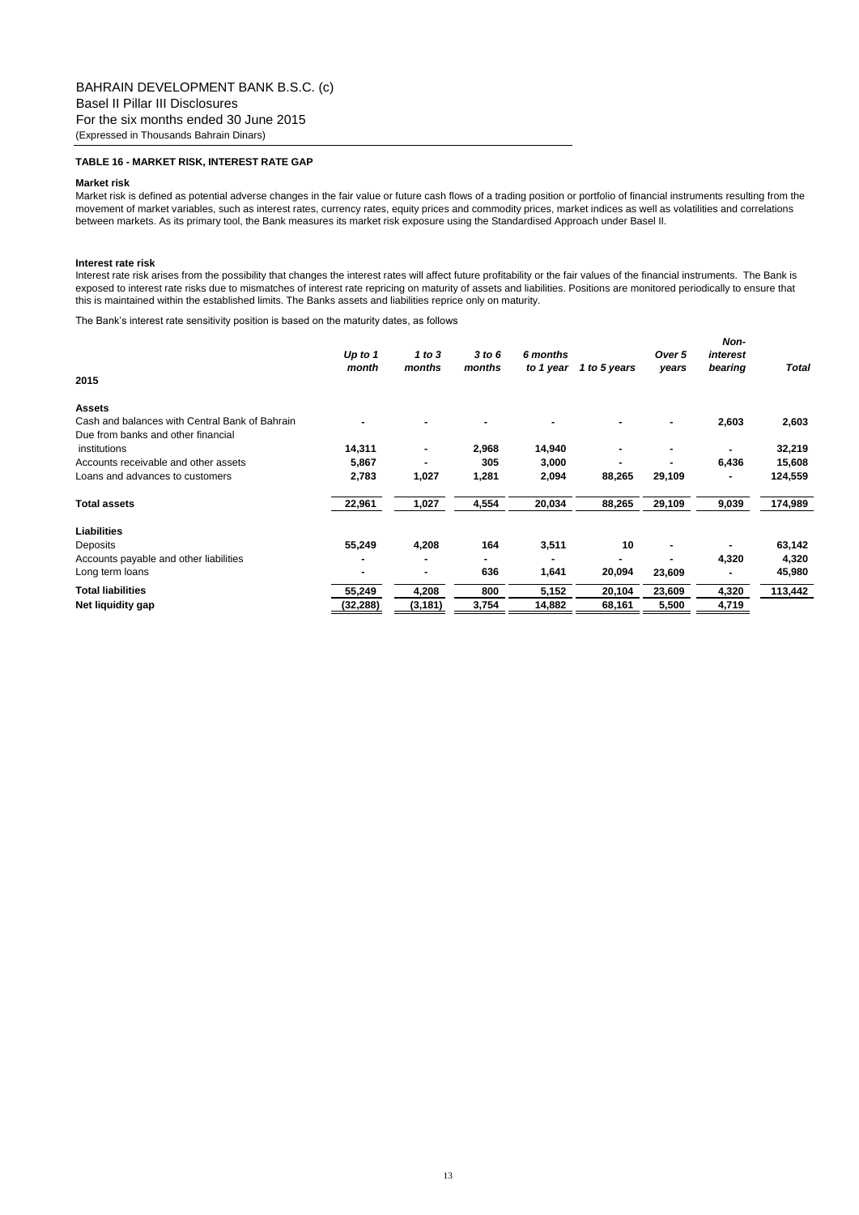BAHRAIN DEVELOPMENT BANK B.S.C. (c)
Basel II Pillar III Disclosures
For the six months ended 30 June 2015
(Expressed in Thousands Bahrain Dinars)

**TABLE 16 - MARKET RISK, INTEREST RATE GAP**

**Market risk**

Market risk is defined as potential adverse changes in the fair value or future cash flows of a trading position or portfolio of financial instruments resulting from the movement of market variables, such as interest rates, currency rates, equity prices and commodity prices, market indices as well as volatilities and correlations between markets. As its primary tool, the Bank measures its market risk exposure using the Standardised Approach under Basel II.

**Interest rate risk**

Interest rate risk arises from the possibility that changes the interest rates will affect future profitability or the fair values of the financial instruments. The Bank is exposed to interest rate risks due to mismatches of interest rate repricing on maturity of assets and liabilities. Positions are monitored periodically to ensure that this is maintained within the established limits. The Banks assets and liabilities reprice only on maturity.

The Bank's interest rate sensitivity position is based on the maturity dates, as follows

| 2015 | *Up to 1 month* | *1 to 3 months* | *3 to 6 months* | *6 months to 1 year* | *1 to 5 years* | *Over 5 years* | *Non-interest bearing* | *Total* |
|---|---|---|---|---|---|---|---|---|
| **Assets** | | | | | | | | |
| Cash and balances with Central Bank of Bahrain | - | - | - | - | - | - | 2,603 | 2,603 |
| Due from banks and other financial institutions | 14,311 | - | 2,968 | 14,940 | - | - | - | 32,219 |
| Accounts receivable and other assets | 5,867 | - | 305 | 3,000 | - | - | 6,436 | 15,608 |
| Loans and advances to customers | 2,783 | 1,027 | 1,281 | 2,094 | 88,265 | 29,109 | - | 124,559 |
| **Total assets** | **22,961** | **1,027** | **4,554** | **20,034** | **88,265** | **29,109** | **9,039** | **174,989** |
| **Liabilities** | | | | | | | | |
| Deposits | 55,249 | 4,208 | 164 | 3,511 | 10 | - | - | 63,142 |
| Accounts payable and other liabilities | - | - | - | - | - | - | 4,320 | 4,320 |
| Long term loans | - | - | 636 | 1,641 | 20,094 | 23,609 | - | 45,980 |
| **Total liabilities** | **55,249** | **4,208** | **800** | **5,152** | **20,104** | **23,609** | **4,320** | **113,442** |
| **Net liquidity gap** | **(32,288)** | **(3,181)** | **3,754** | **14,882** | **68,161** | **5,500** | **4,719** | |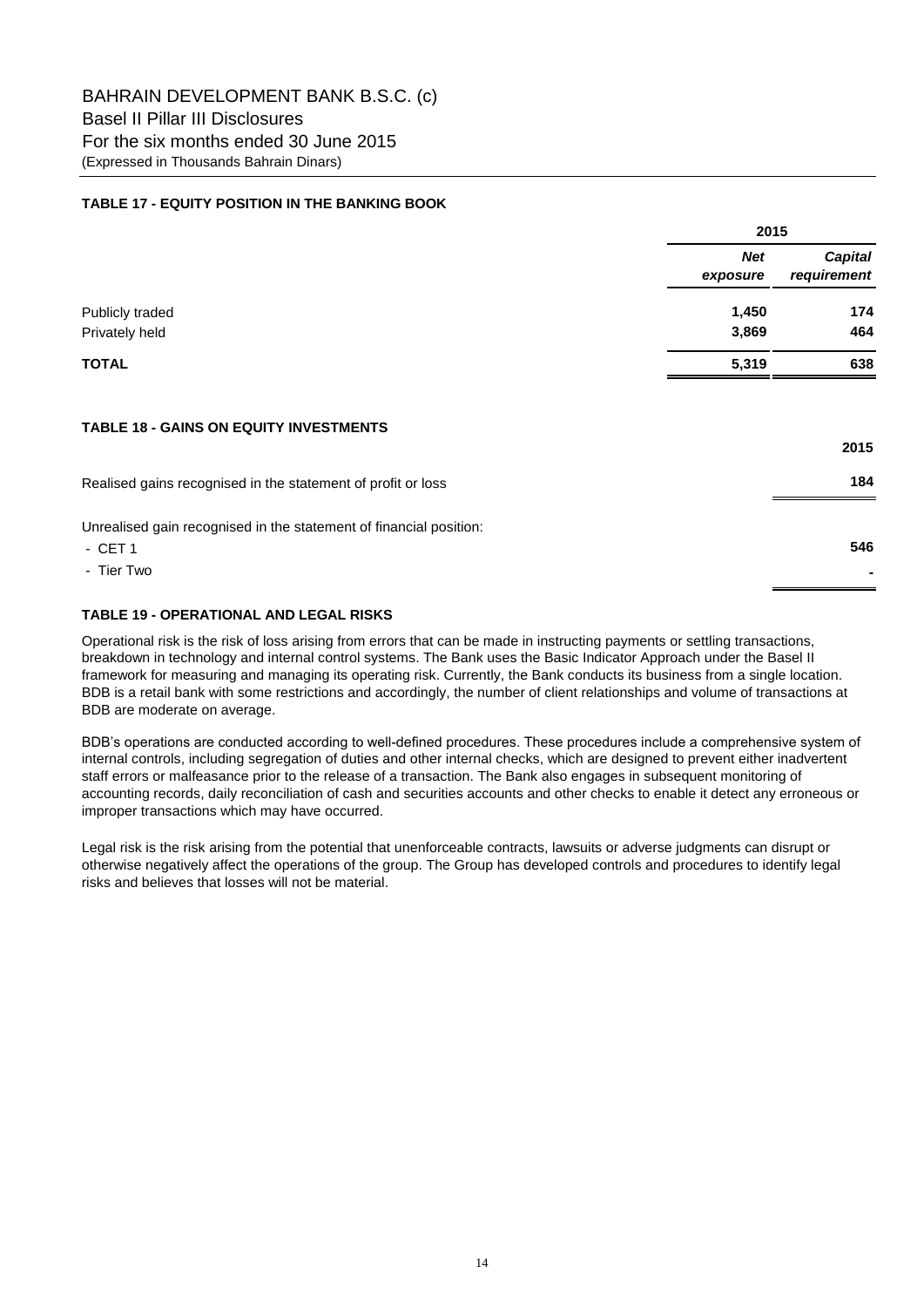BAHRAIN DEVELOPMENT BANK B.S.C. (c)

Basel II Pillar III Disclosures

For the six months ended 30 June 2015

(Expressed in Thousands Bahrain Dinars)

**TABLE 17 - EQUITY POSITION IN THE BANKING BOOK**

| | 2015 | |
|---|---|---|
| | ***Net exposure*** | ***Capital requirement*** |
| Publicly traded | **1,450** | **174** |
| Privately held | **3,869** | **464** |
| **TOTAL** | **5,319** | **638** |

**TABLE 18 - GAINS ON EQUITY INVESTMENTS**

| | **2015** |
|---|---|
| Realised gains recognised in the statement of profit or loss | **184** |
| Unrealised gain recognised in the statement of financial position: | |
| - CET 1 | **546** |
| - Tier Two | **-** |

**TABLE 19 - OPERATIONAL AND LEGAL RISKS**

Operational risk is the risk of loss arising from errors that can be made in instructing payments or settling transactions, breakdown in technology and internal control systems. The Bank uses the Basic Indicator Approach under the Basel II framework for measuring and managing its operating risk. Currently, the Bank conducts its business from a single location. BDB is a retail bank with some restrictions and accordingly, the number of client relationships and volume of transactions at BDB are moderate on average.

BDB's operations are conducted according to well-defined procedures. These procedures include a comprehensive system of internal controls, including segregation of duties and other internal checks, which are designed to prevent either inadvertent staff errors or malfeasance prior to the release of a transaction. The Bank also engages in subsequent monitoring of accounting records, daily reconciliation of cash and securities accounts and other checks to enable it detect any erroneous or improper transactions which may have occurred.

Legal risk is the risk arising from the potential that unenforceable contracts, lawsuits or adverse judgments can disrupt or otherwise negatively affect the operations of the group. The Group has developed controls and procedures to identify legal risks and believes that losses will not be material.